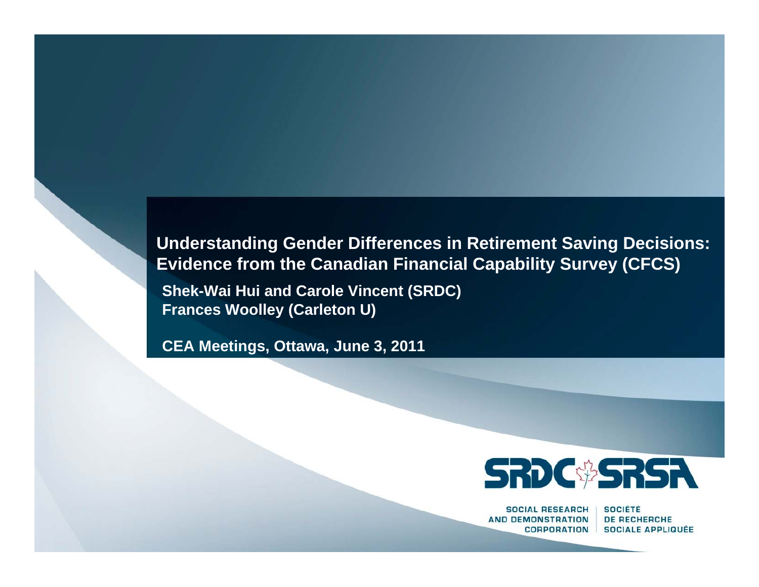# Understanding Gender Differences in Retirement Saving Decisions: Evidence from the Canadian Financial Capability Survey (CFCS)

**Shek-Wai Hui and Carole Vincent (SRDC)**
**Frances Woolley (Carleton U)**

**CEA Meetings, Ottawa, June 3, 2011**

SRDC SRSA

SOCIAL RESEARCH AND DEMONSTRATION CORPORATION | SOCIÉTÉ DE RECHERCHE SOCIALE APPLIQUÉE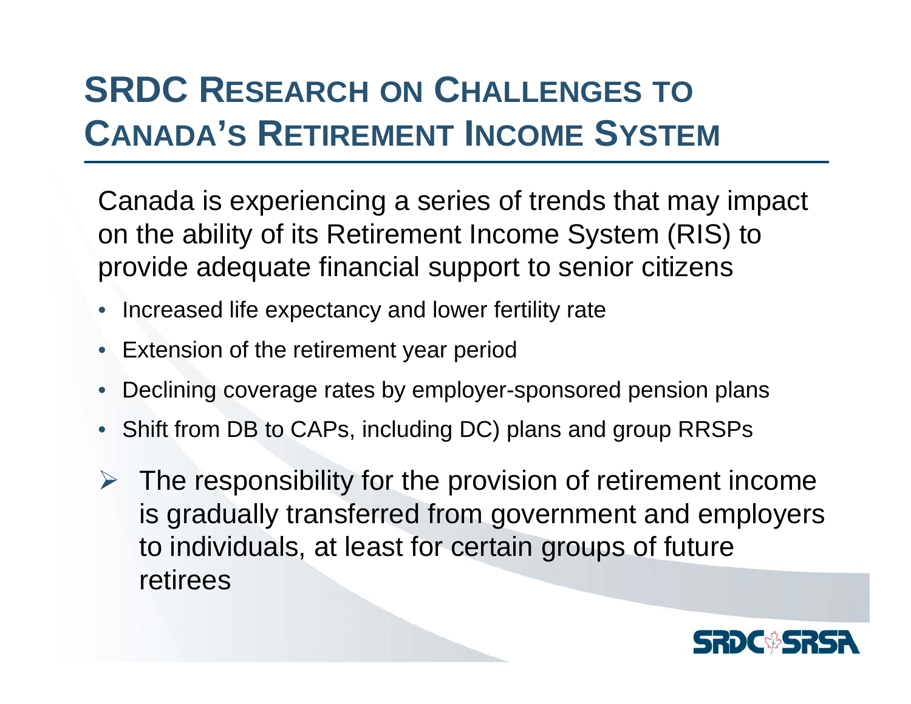# SRDC RESEARCH ON CHALLENGES TO CANADA'S RETIREMENT INCOME SYSTEM

Canada is experiencing a series of trends that may impact on the ability of its Retirement Income System (RIS) to provide adequate financial support to senior citizens

- Increased life expectancy and lower fertility rate
- Extension of the retirement year period
- Declining coverage rates by employer-sponsored pension plans
- Shift from DB to CAPs, including DC) plans and group RRSPs

➢ The responsibility for the provision of retirement income is gradually transferred from government and employers to individuals, at least for certain groups of future retirees

SRDC SRSA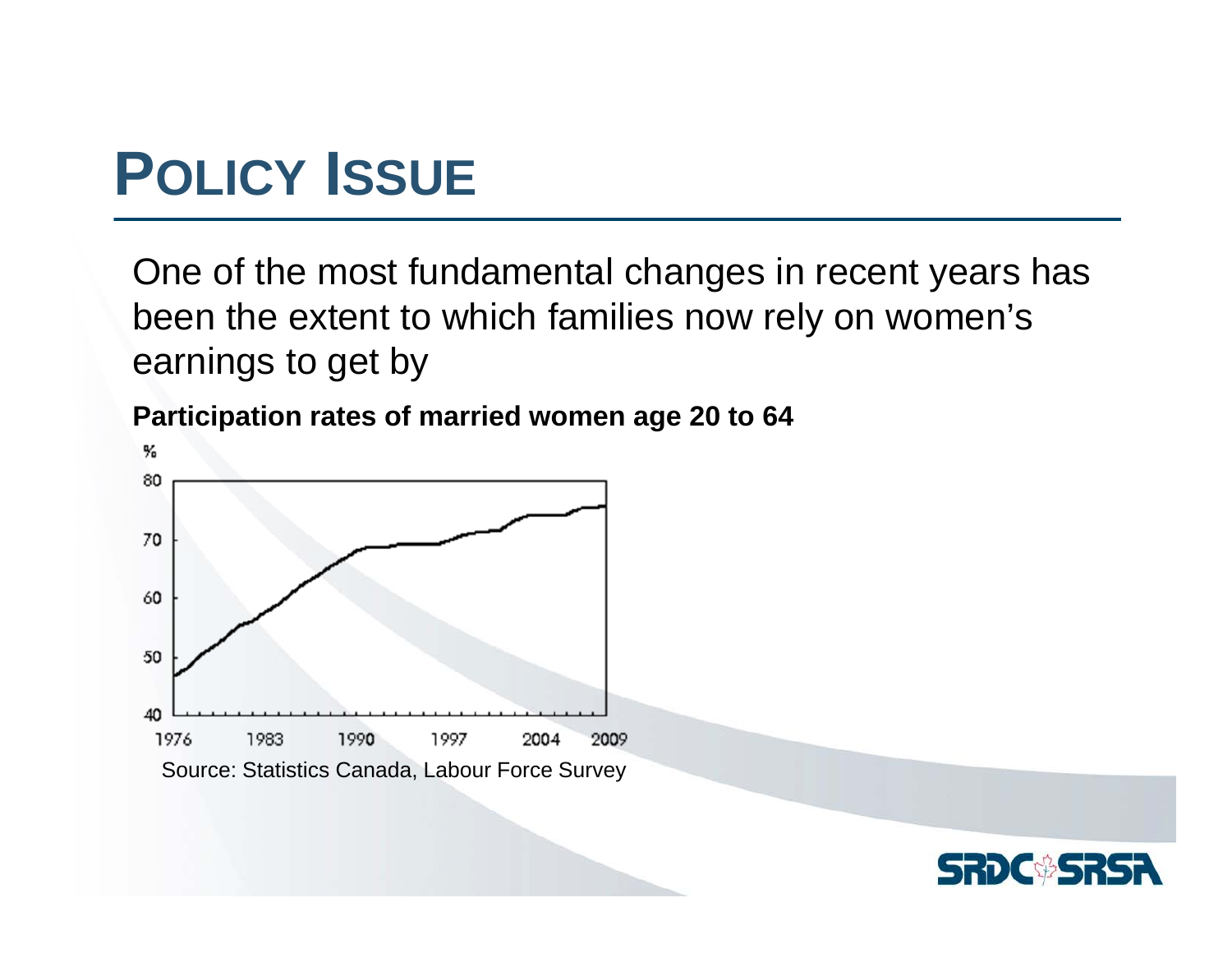# POLICY ISSUE

One of the most fundamental changes in recent years has been the extent to which families now rely on women's earnings to get by

**Participation rates of married women age 20 to 64**

Source: Statistics Canada, Labour Force Survey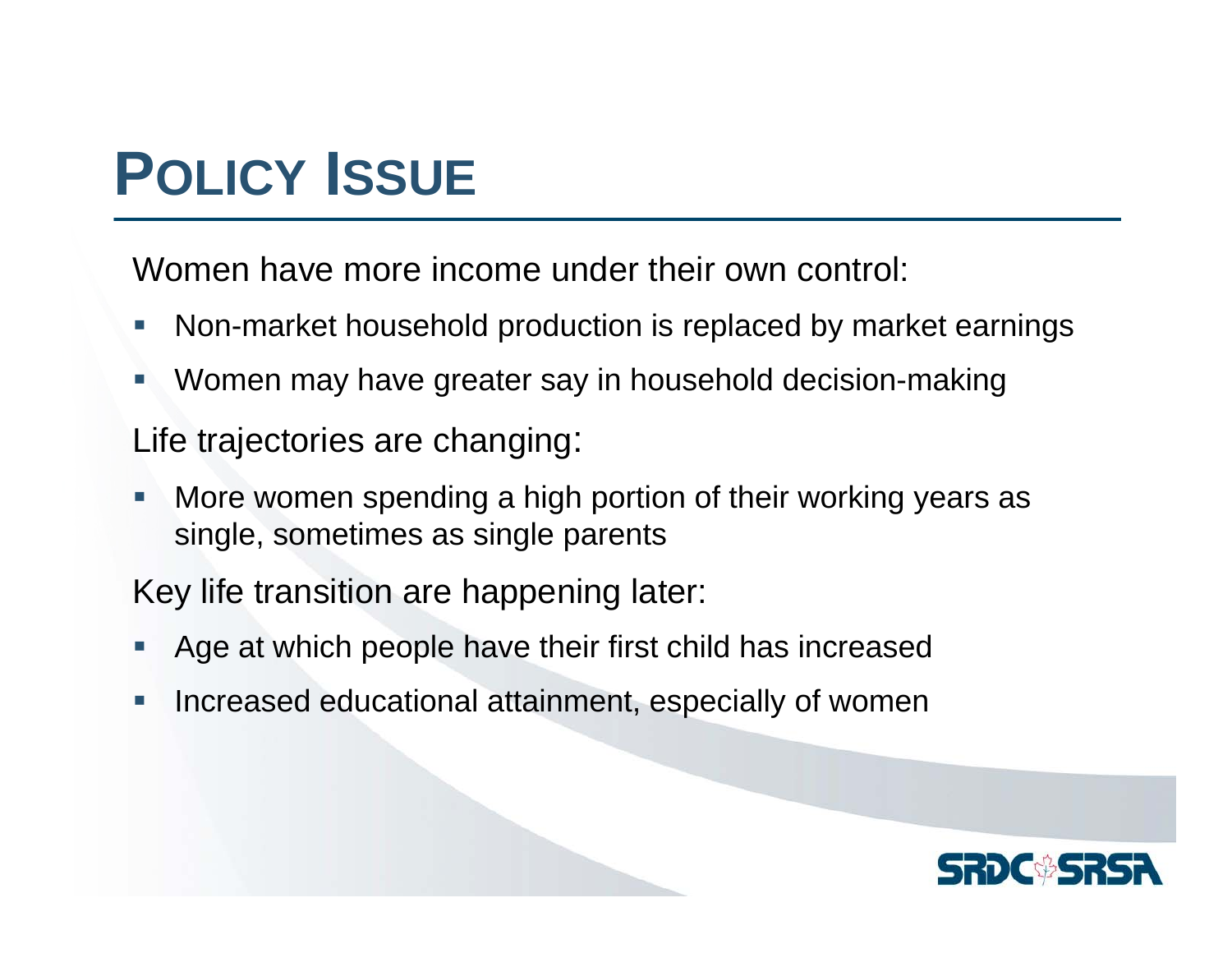# POLICY ISSUE

Women have more income under their own control:

- Non-market household production is replaced by market earnings
- Women may have greater say in household decision-making

Life trajectories are changing:

- More women spending a high portion of their working years as single, sometimes as single parents

Key life transition are happening later:

- Age at which people have their first child has increased
- Increased educational attainment, especially of women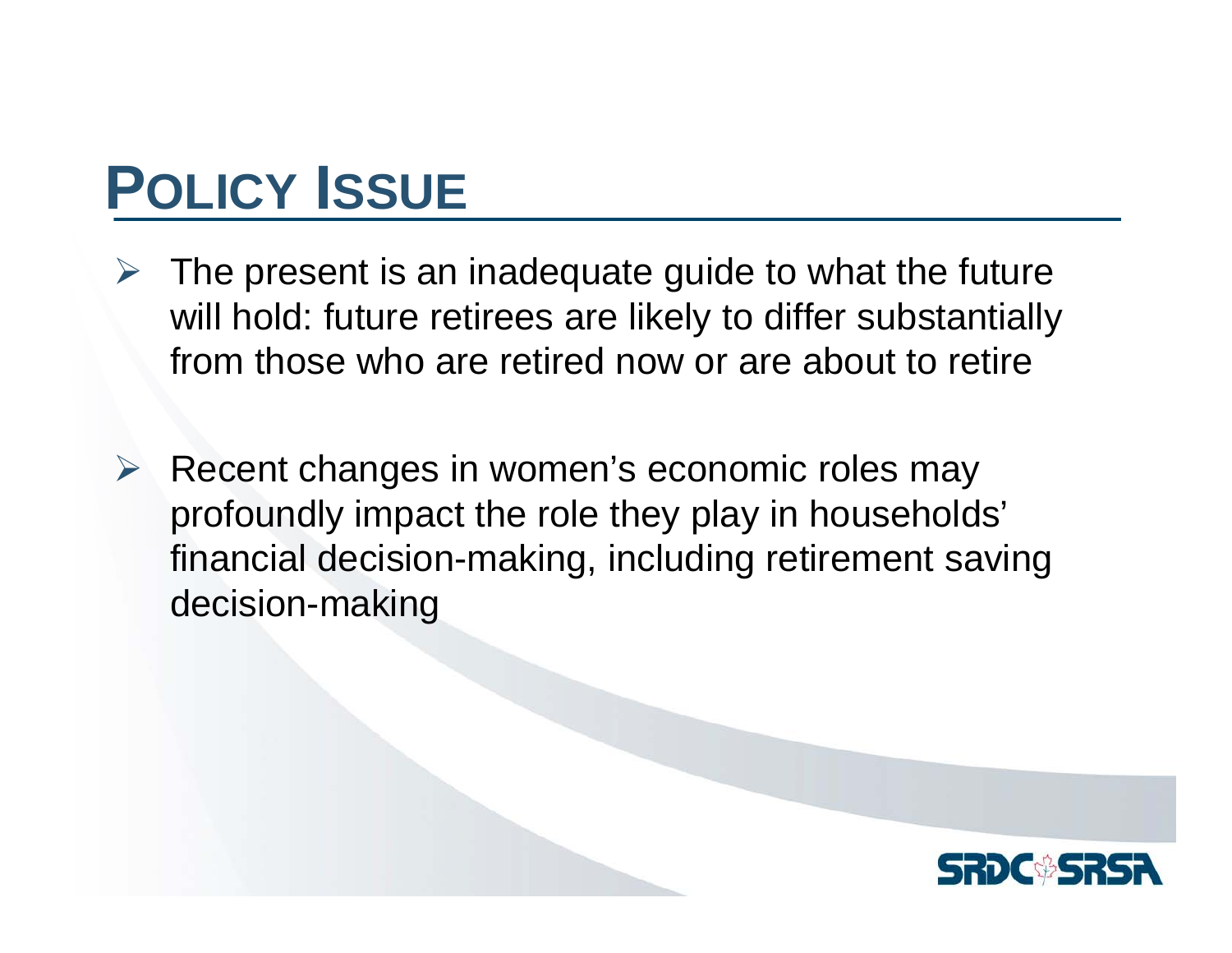# POLICY ISSUE

- The present is an inadequate guide to what the future will hold: future retirees are likely to differ substantially from those who are retired now or are about to retire
- Recent changes in women's economic roles may profoundly impact the role they play in households' financial decision-making, including retirement saving decision-making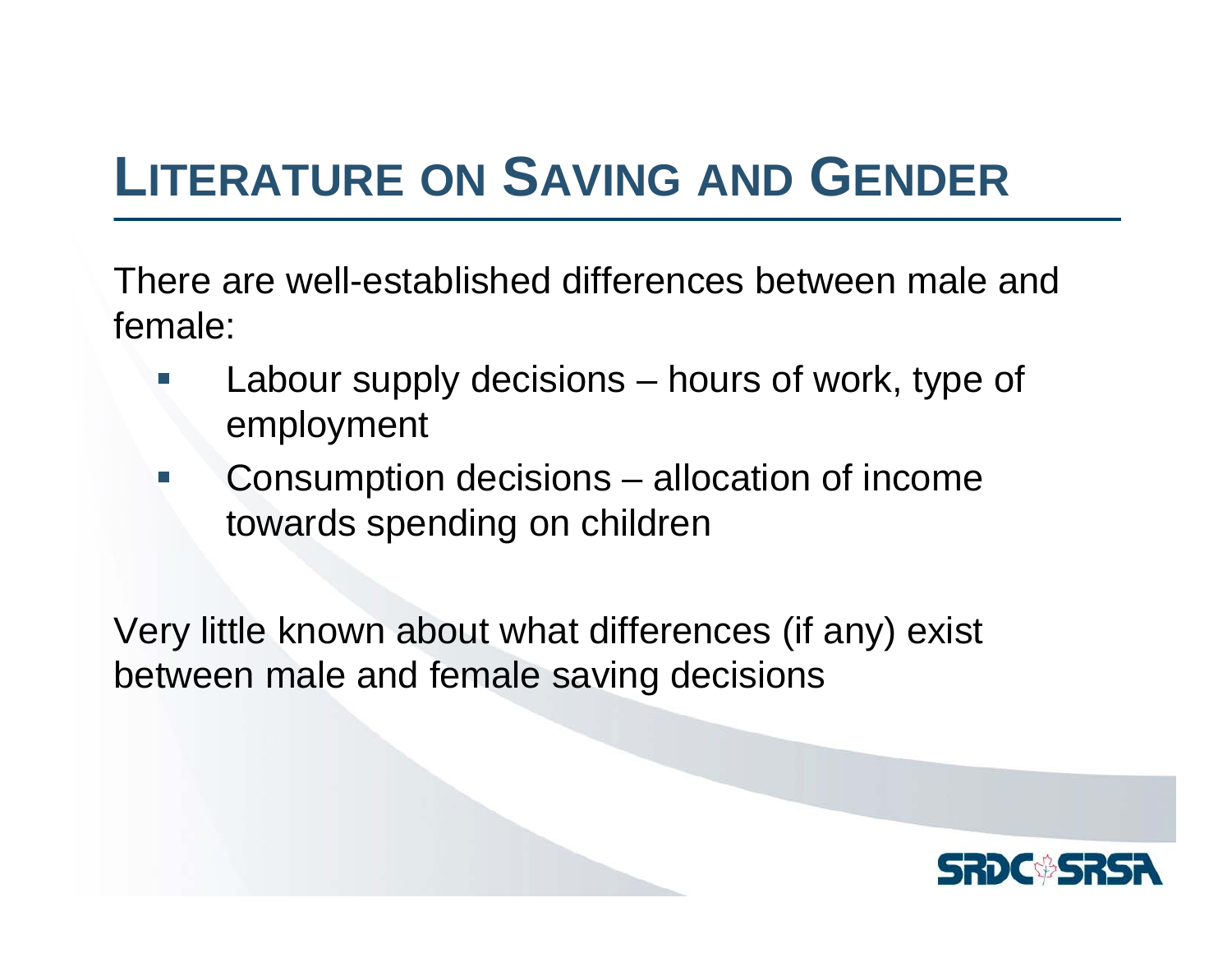# Literature on Saving and Gender

There are well-established differences between male and female:

- Labour supply decisions – hours of work, type of employment
- Consumption decisions – allocation of income towards spending on children

Very little known about what differences (if any) exist between male and female saving decisions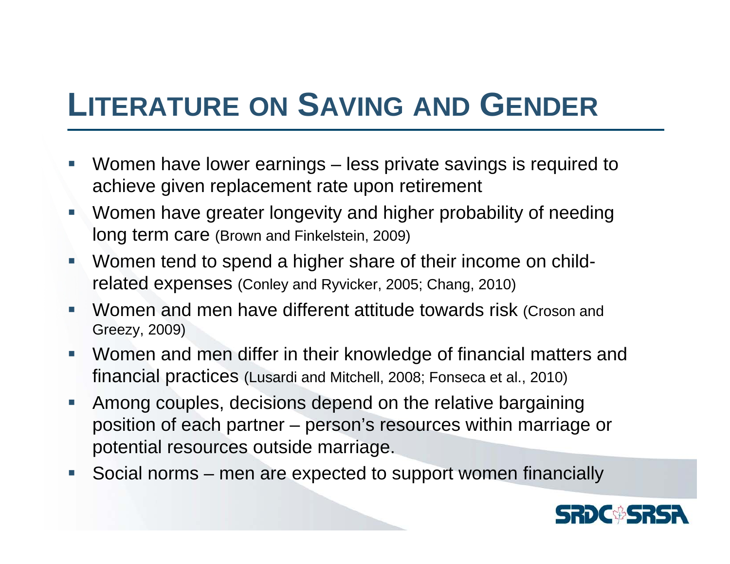# Literature on Saving and Gender

- Women have lower earnings – less private savings is required to achieve given replacement rate upon retirement
- Women have greater longevity and higher probability of needing long term care (Brown and Finkelstein, 2009)
- Women tend to spend a higher share of their income on child-related expenses (Conley and Ryvicker, 2005; Chang, 2010)
- Women and men have different attitude towards risk (Croson and Greezy, 2009)
- Women and men differ in their knowledge of financial matters and financial practices (Lusardi and Mitchell, 2008; Fonseca et al., 2010)
- Among couples, decisions depend on the relative bargaining position of each partner – person's resources within marriage or potential resources outside marriage.
- Social norms – men are expected to support women financially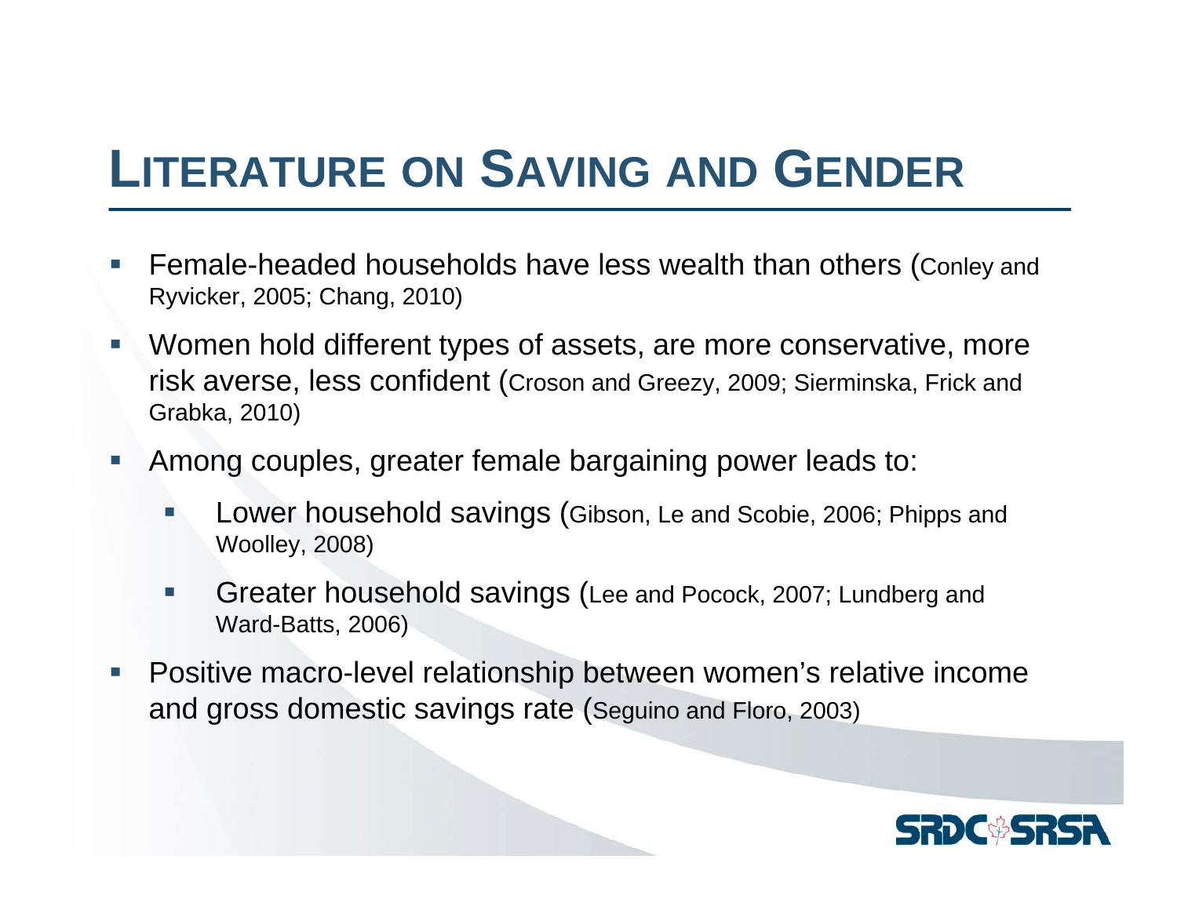# Literature on Saving and Gender

- Female-headed households have less wealth than others (Conley and Ryvicker, 2005; Chang, 2010)
- Women hold different types of assets, are more conservative, more risk averse, less confident (Croson and Greezy, 2009; Sierminska, Frick and Grabka, 2010)
- Among couples, greater female bargaining power leads to:
  - Lower household savings (Gibson, Le and Scobie, 2006; Phipps and Woolley, 2008)
  - Greater household savings (Lee and Pocock, 2007; Lundberg and Ward-Batts, 2006)
- Positive macro-level relationship between women's relative income and gross domestic savings rate (Seguino and Floro, 2003)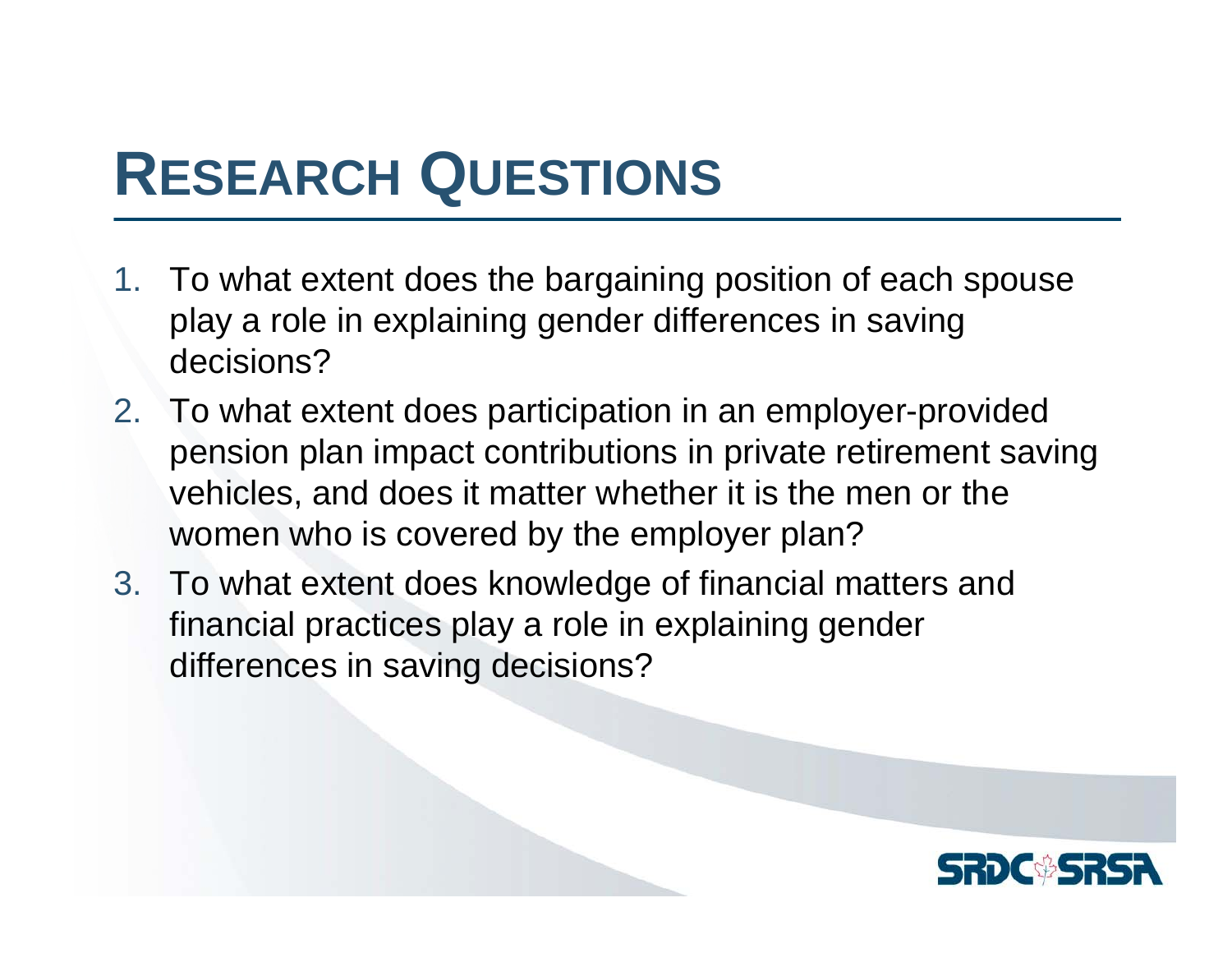# Research Questions

1. To what extent does the bargaining position of each spouse play a role in explaining gender differences in saving decisions?
2. To what extent does participation in an employer-provided pension plan impact contributions in private retirement saving vehicles, and does it matter whether it is the men or the women who is covered by the employer plan?
3. To what extent does knowledge of financial matters and financial practices play a role in explaining gender differences in saving decisions?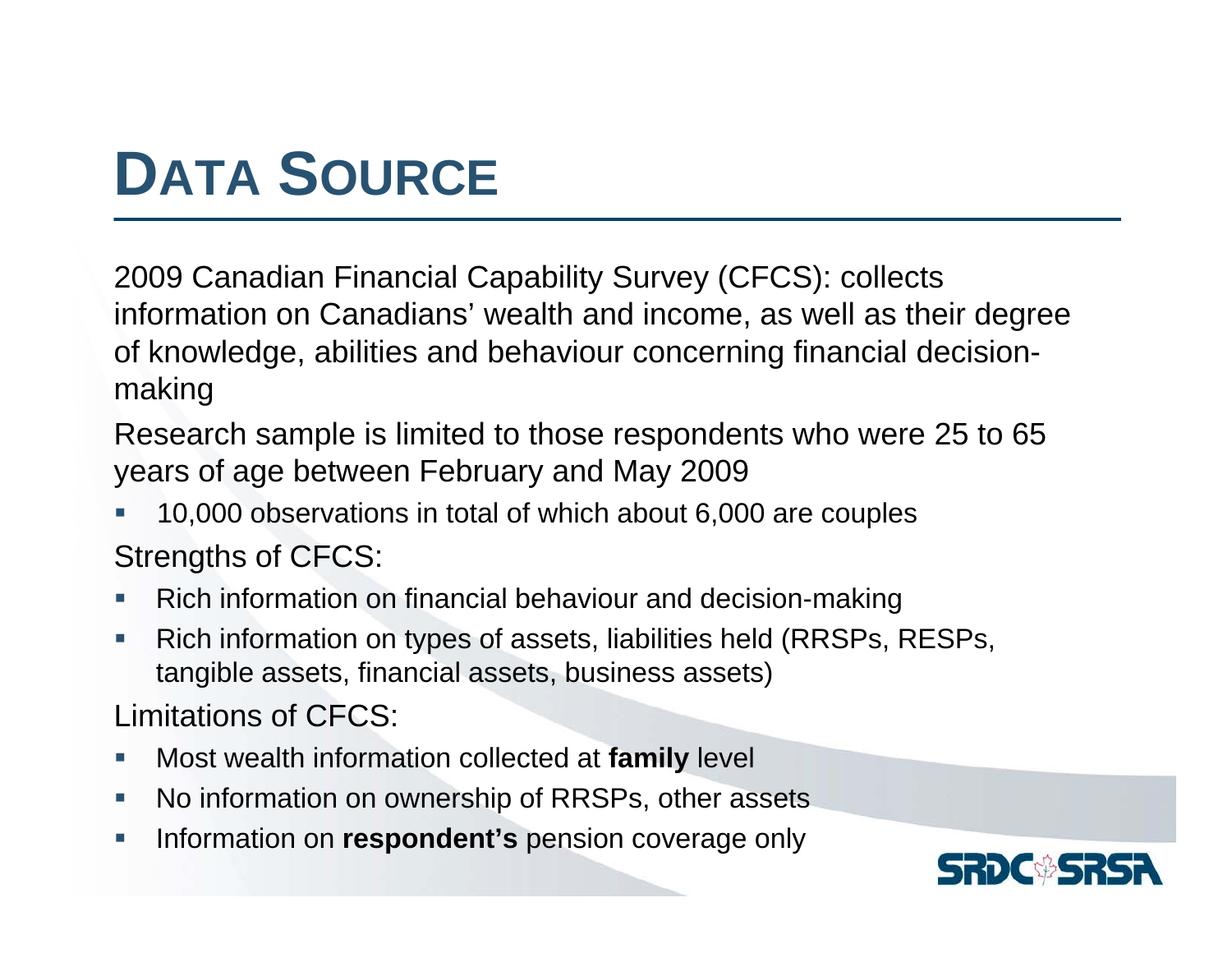# Data Source

2009 Canadian Financial Capability Survey (CFCS): collects information on Canadians' wealth and income, as well as their degree of knowledge, abilities and behaviour concerning financial decision-making

Research sample is limited to those respondents who were 25 to 65 years of age between February and May 2009

- 10,000 observations in total of which about 6,000 are couples

Strengths of CFCS:

- Rich information on financial behaviour and decision-making
- Rich information on types of assets, liabilities held (RRSPs, RESPs, tangible assets, financial assets, business assets)

Limitations of CFCS:

- Most wealth information collected at **family** level
- No information on ownership of RRSPs, other assets
- Information on **respondent's** pension coverage only

SRDC SRSA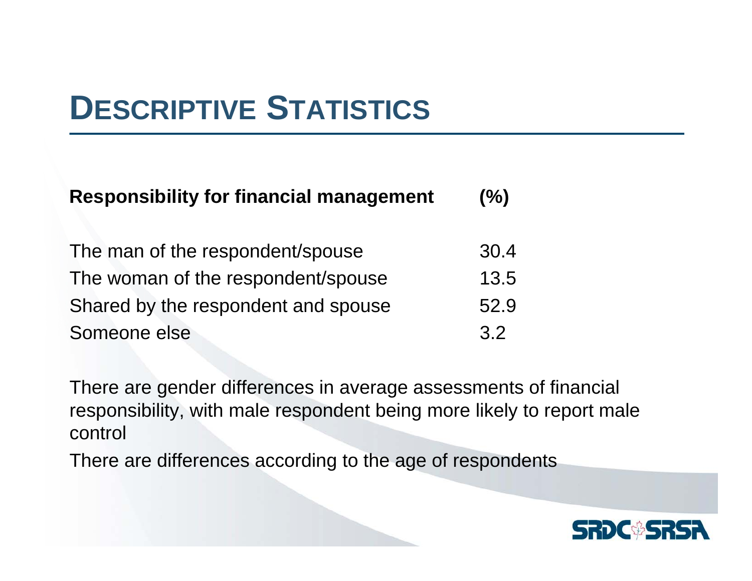# DESCRIPTIVE STATISTICS

| Responsibility for financial management | (%) |
|---|---|
| The man of the respondent/spouse | 30.4 |
| The woman of the respondent/spouse | 13.5 |
| Shared by the respondent and spouse | 52.9 |
| Someone else | 3.2 |

There are gender differences in average assessments of financial responsibility, with male respondent being more likely to report male control

There are differences according to the age of respondents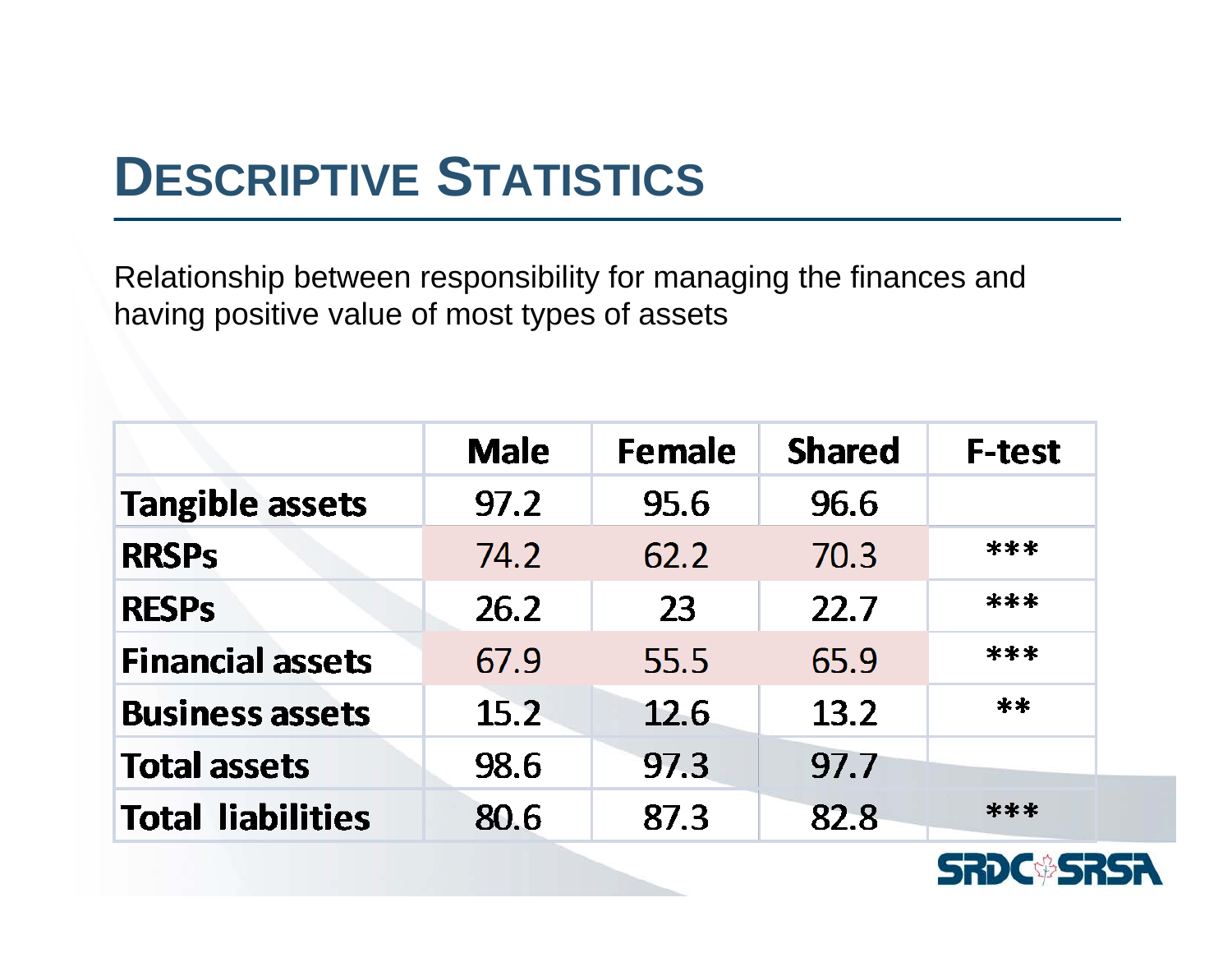# DESCRIPTIVE STATISTICS

Relationship between responsibility for managing the finances and having positive value of most types of assets

| | Male | Female | Shared | F-test |
|---|---|---|---|---|
| Tangible assets | 97.2 | 95.6 | 96.6 | |
| RRSPs | 74.2 | 62.2 | 70.3 | *** |
| RESPs | 26.2 | 23 | 22.7 | *** |
| Financial assets | 67.9 | 55.5 | 65.9 | *** |
| Business assets | 15.2 | 12.6 | 13.2 | ** |
| Total assets | 98.6 | 97.3 | 97.7 | |
| Total liabilities | 80.6 | 87.3 | 82.8 | *** |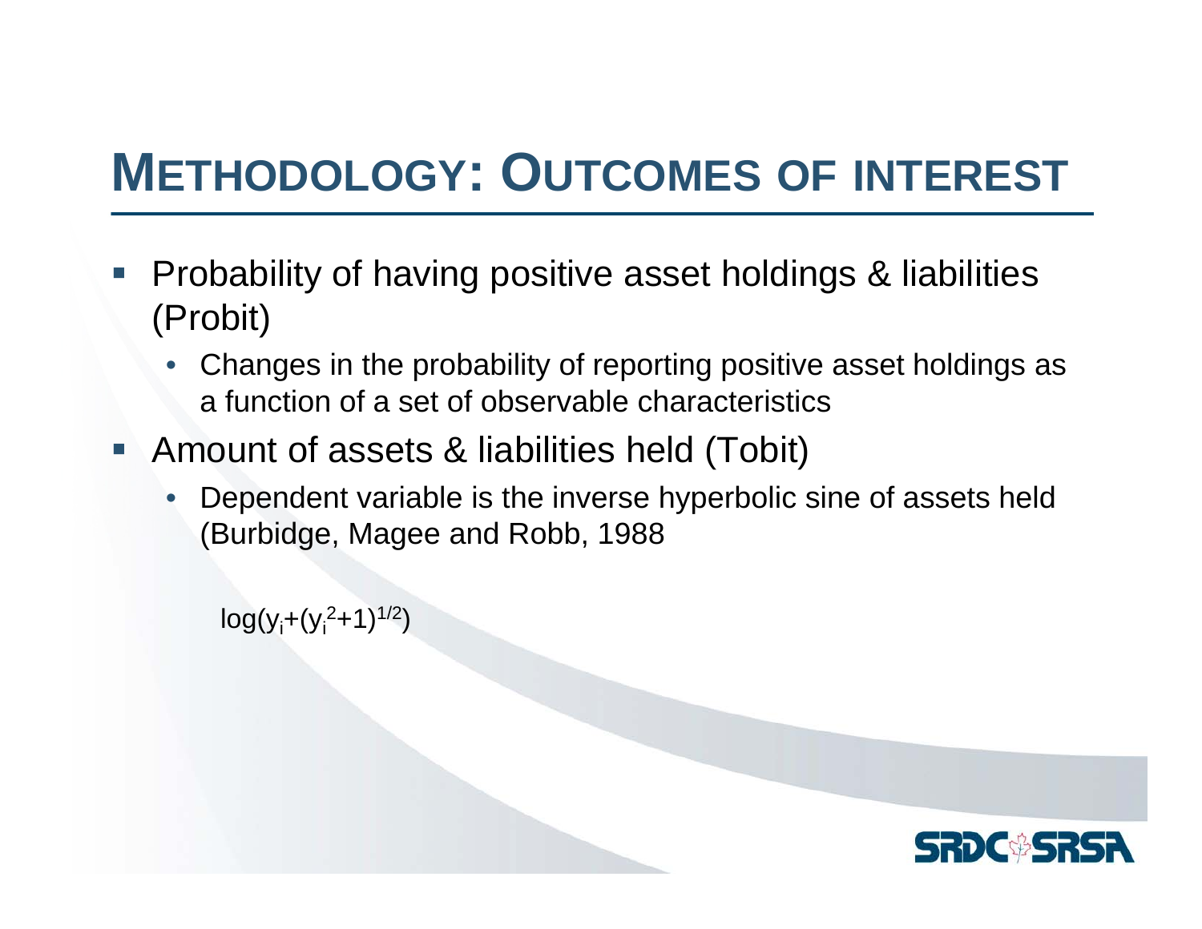# METHODOLOGY: OUTCOMES OF INTEREST

- Probability of having positive asset holdings & liabilities (Probit)
  - Changes in the probability of reporting positive asset holdings as a function of a set of observable characteristics
- Amount of assets & liabilities held (Tobit)
  - Dependent variable is the inverse hyperbolic sine of assets held (Burbidge, Magee and Robb, 1988

$$\log(y_i+(y_i^2+1)^{1/2})$$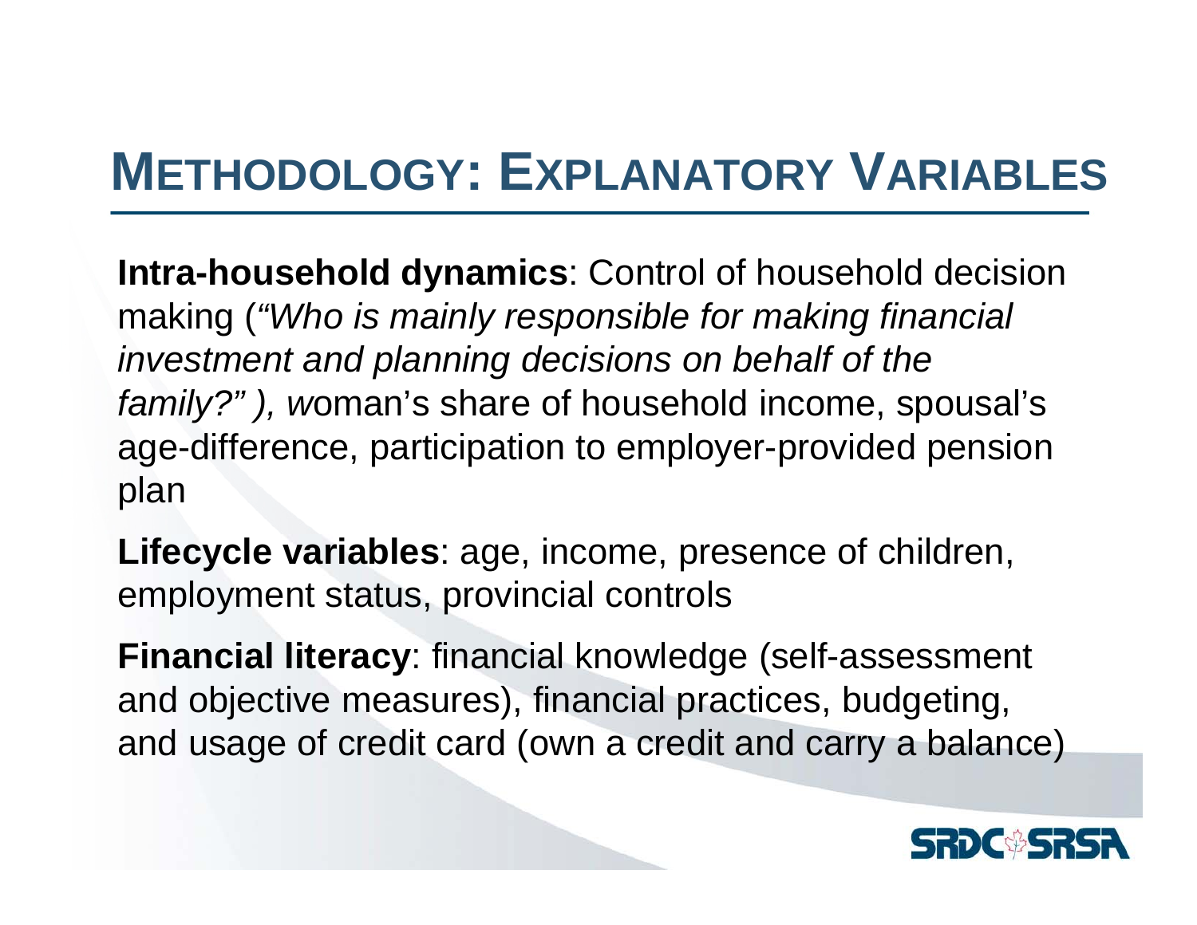# METHODOLOGY: EXPLANATORY VARIABLES

**Intra-household dynamics**: Control of household decision making (*"Who is mainly responsible for making financial investment and planning decisions on behalf of the family?" ), w*oman's share of household income, spousal's age-difference, participation to employer-provided pension plan

**Lifecycle variables**: age, income, presence of children, employment status, provincial controls

**Financial literacy**: financial knowledge (self-assessment and objective measures), financial practices, budgeting, and usage of credit card (own a credit and carry a balance)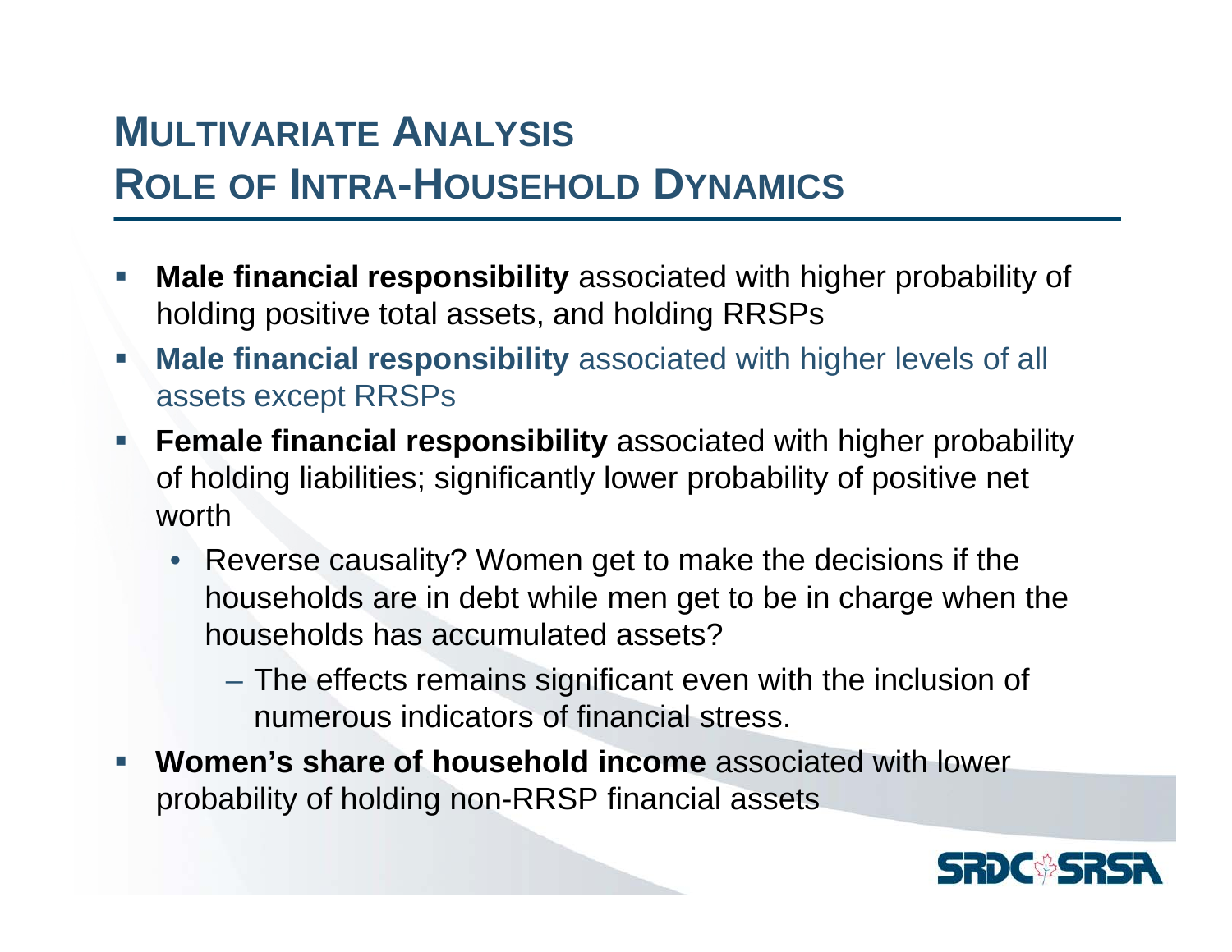# MULTIVARIATE ANALYSIS
# ROLE OF INTRA-HOUSEHOLD DYNAMICS

- **Male financial responsibility** associated with higher probability of holding positive total assets, and holding RRSPs
- **Male financial responsibility** associated with higher levels of all assets except RRSPs
- **Female financial responsibility** associated with higher probability of holding liabilities; significantly lower probability of positive net worth
  - Reverse causality? Women get to make the decisions if the households are in debt while men get to be in charge when the households has accumulated assets?
    - The effects remains significant even with the inclusion of numerous indicators of financial stress.
- **Women's share of household income** associated with lower probability of holding non-RRSP financial assets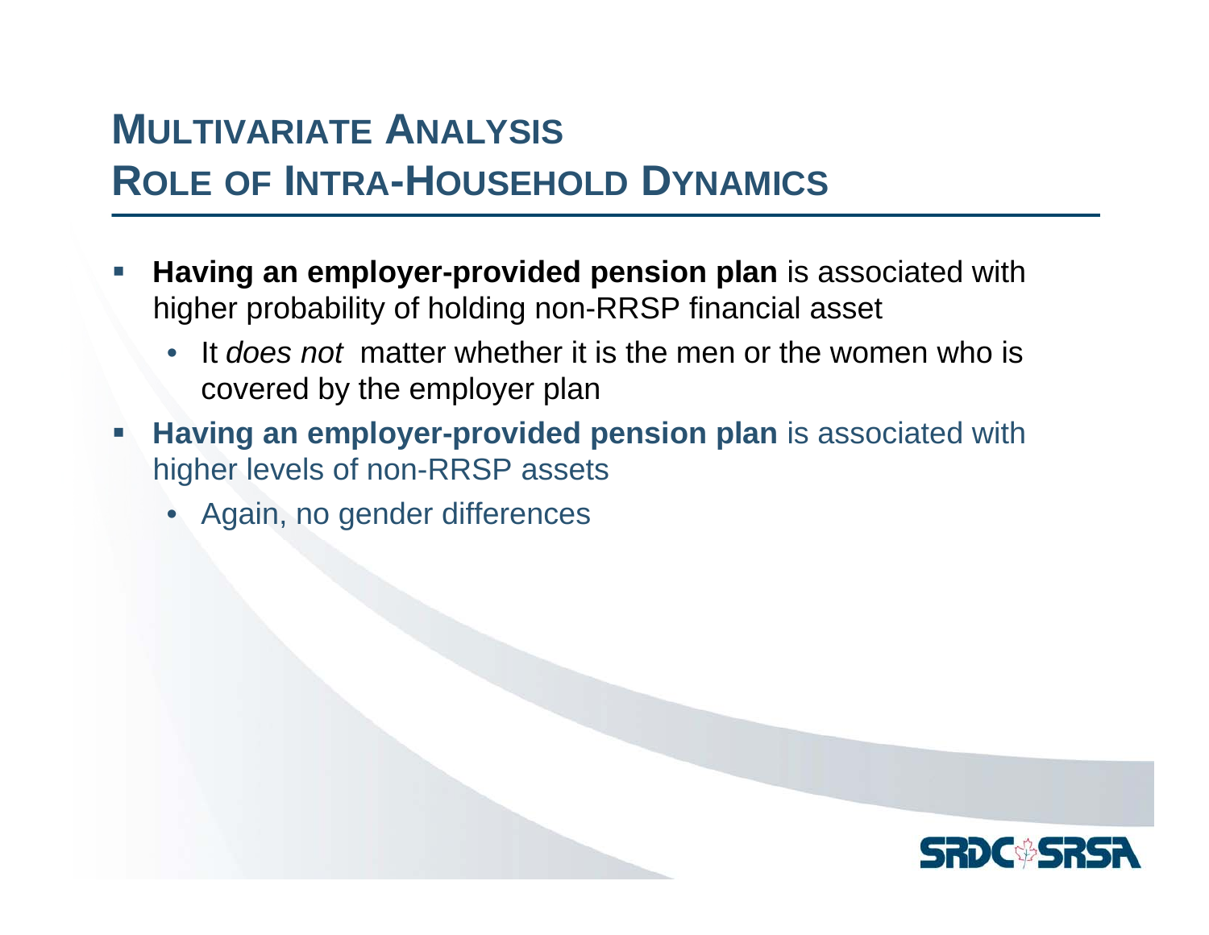# Multivariate Analysis
# Role of Intra-Household Dynamics

- **Having an employer-provided pension plan** is associated with higher probability of holding non-RRSP financial asset
  - It *does not* matter whether it is the men or the women who is covered by the employer plan
- **Having an employer-provided pension plan** is associated with higher levels of non-RRSP assets
  - Again, no gender differences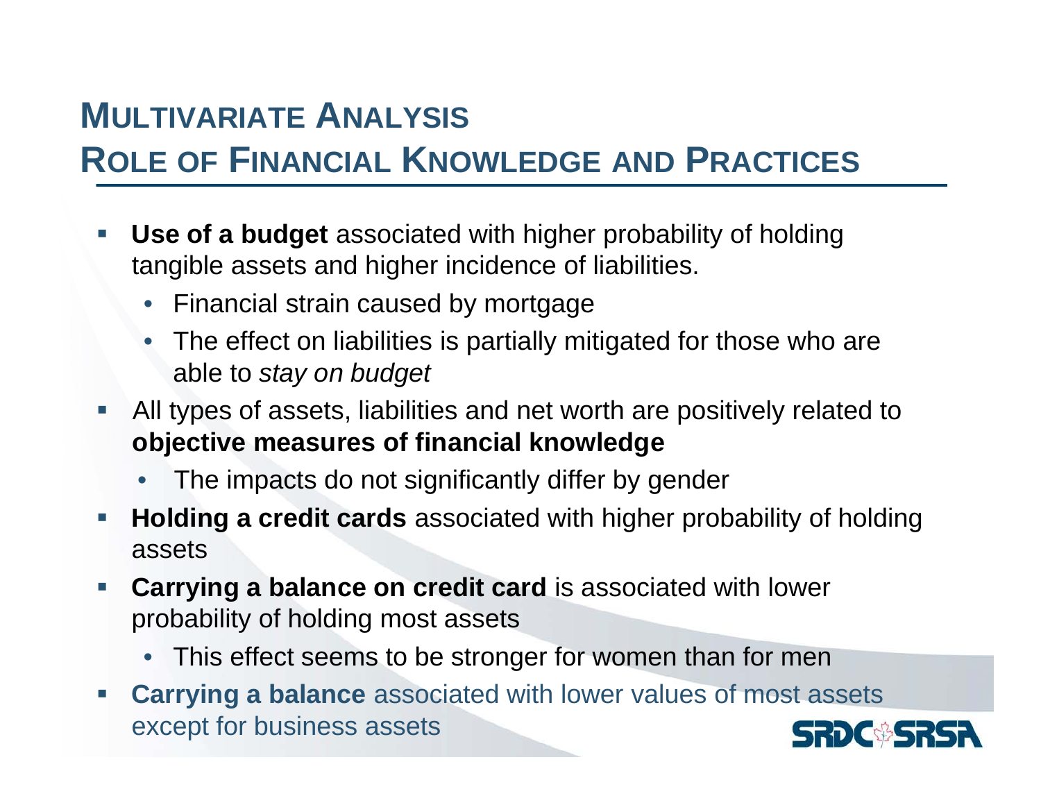# Multivariate Analysis
## Role of Financial Knowledge and Practices

- **Use of a budget** associated with higher probability of holding tangible assets and higher incidence of liabilities.
  - Financial strain caused by mortgage
  - The effect on liabilities is partially mitigated for those who are able to *stay on budget*
- All types of assets, liabilities and net worth are positively related to **objective measures of financial knowledge**
  - The impacts do not significantly differ by gender
- **Holding a credit cards** associated with higher probability of holding assets
- **Carrying a balance on credit card** is associated with lower probability of holding most assets
  - This effect seems to be stronger for women than for men
- **Carrying a balance** associated with lower values of most assets except for business assets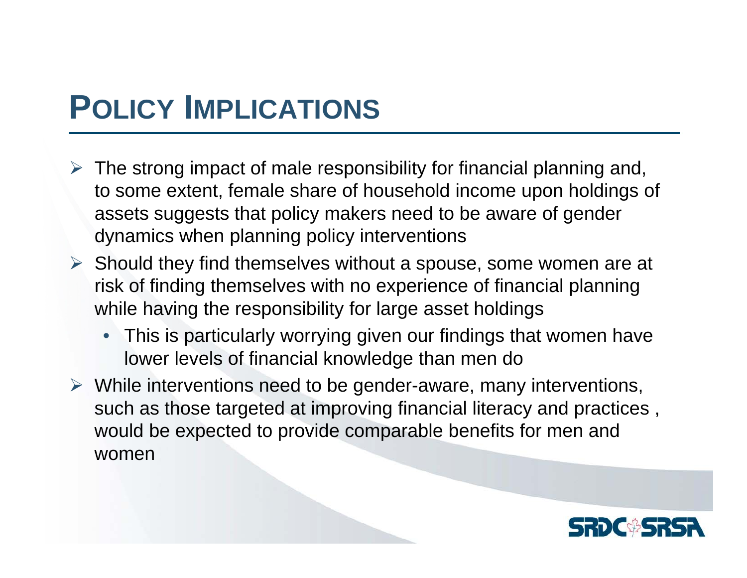# POLICY IMPLICATIONS

- The strong impact of male responsibility for financial planning and, to some extent, female share of household income upon holdings of assets suggests that policy makers need to be aware of gender dynamics when planning policy interventions
- Should they find themselves without a spouse, some women are at risk of finding themselves with no experience of financial planning while having the responsibility for large asset holdings
  - This is particularly worrying given our findings that women have lower levels of financial knowledge than men do
- While interventions need to be gender-aware, many interventions, such as those targeted at improving financial literacy and practices , would be expected to provide comparable benefits for men and women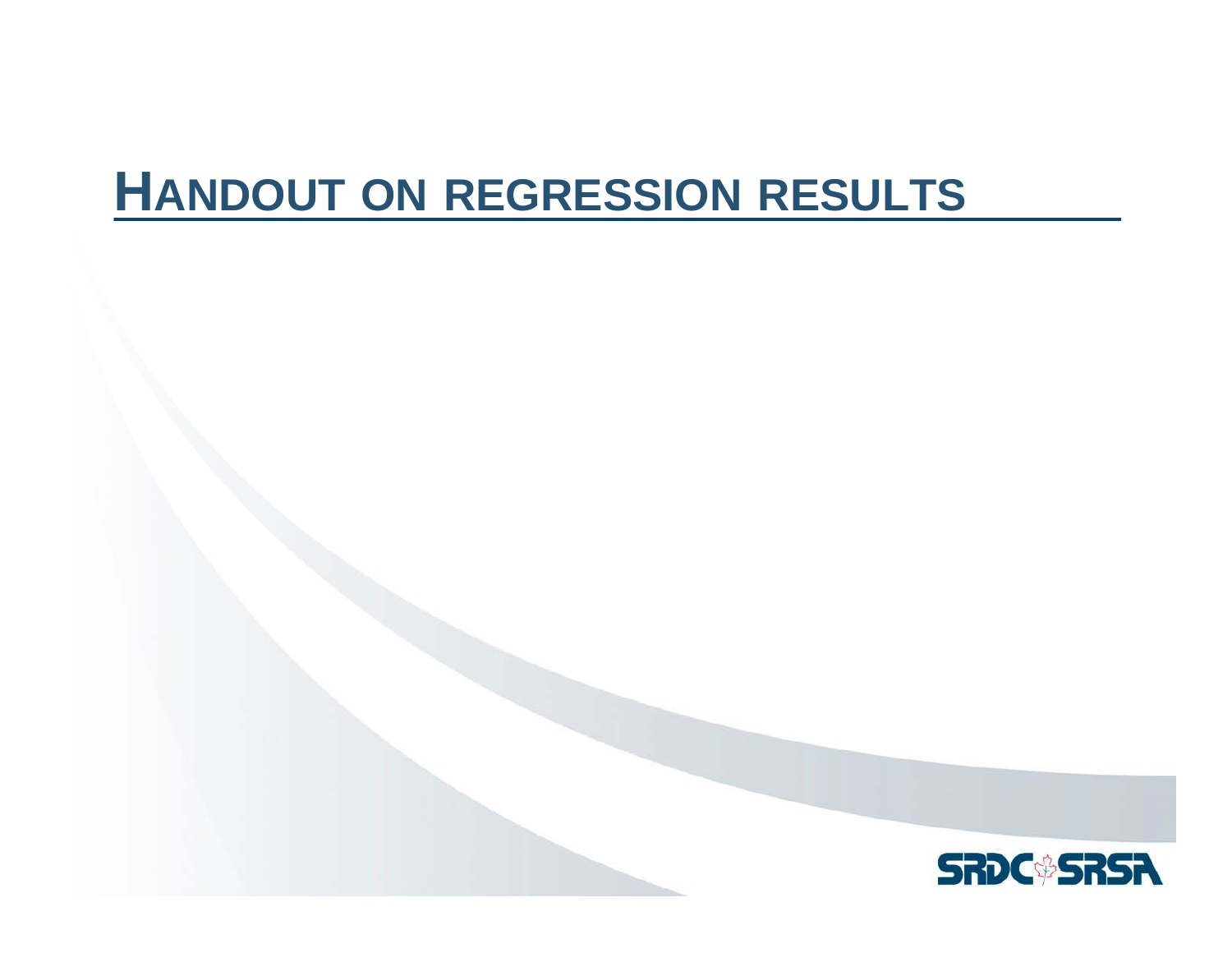# HANDOUT ON REGRESSION RESULTS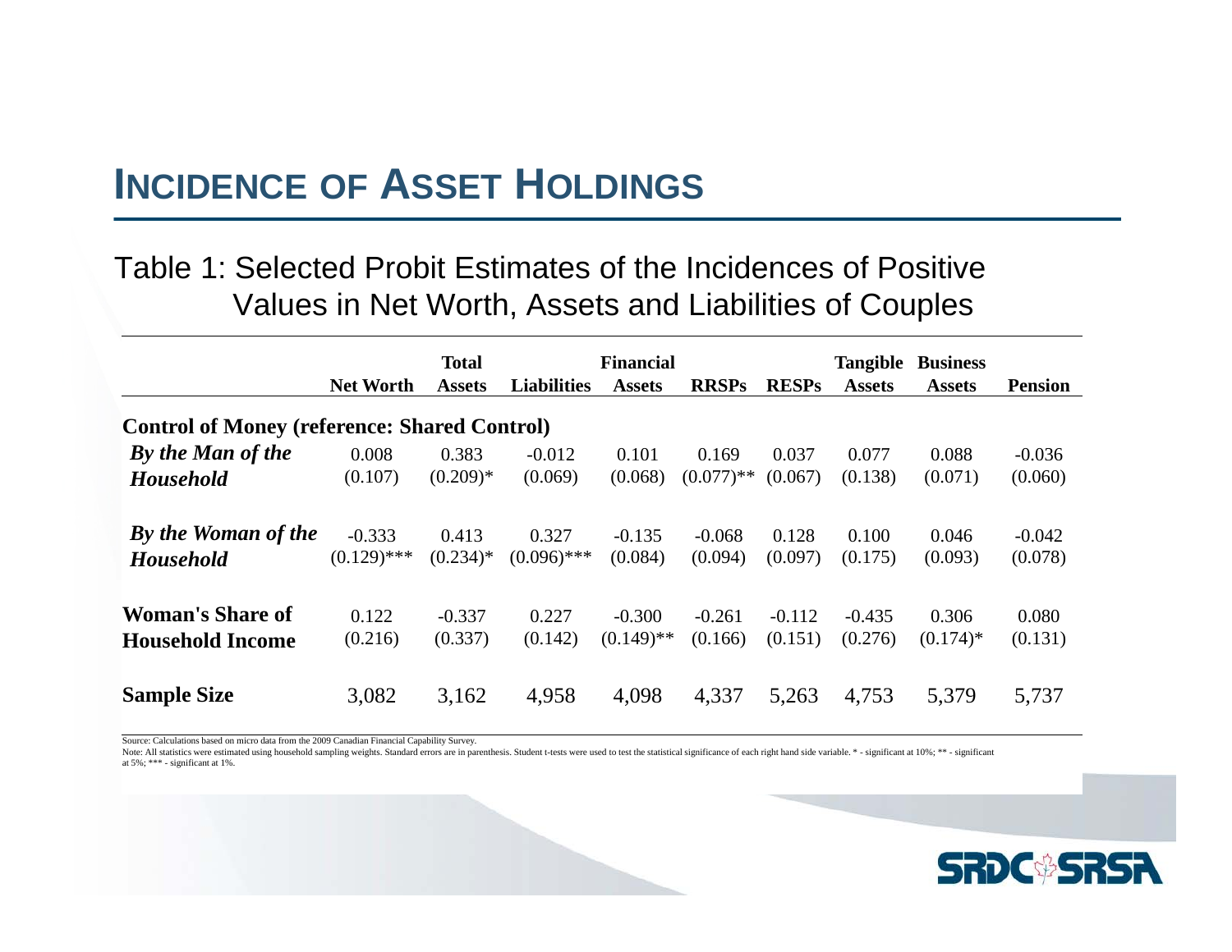# INCIDENCE OF ASSET HOLDINGS

Table 1: Selected Probit Estimates of the Incidences of Positive Values in Net Worth, Assets and Liabilities of Couples

| | Net Worth | Total Assets | Liabilities | Financial Assets | RRSPs | RESPs | Tangible Assets | Business Assets | Pension |
|---|---|---|---|---|---|---|---|---|---|
| **Control of Money (reference: Shared Control)** | | | | | | | | | |
| ***By the Man of the Household*** | 0.008 | 0.383 | -0.012 | 0.101 | 0.169 | 0.037 | 0.077 | 0.088 | -0.036 |
| | (0.107) | (0.209)* | (0.069) | (0.068) | (0.077)** | (0.067) | (0.138) | (0.071) | (0.060) |
| ***By the Woman of the Household*** | -0.333 | 0.413 | 0.327 | -0.135 | -0.068 | 0.128 | 0.100 | 0.046 | -0.042 |
| | (0.129)*** | (0.234)* | (0.096)*** | (0.084) | (0.094) | (0.097) | (0.175) | (0.093) | (0.078) |
| **Woman's Share of Household Income** | 0.122 | -0.337 | 0.227 | -0.300 | -0.261 | -0.112 | -0.435 | 0.306 | 0.080 |
| | (0.216) | (0.337) | (0.142) | (0.149)** | (0.166) | (0.151) | (0.276) | (0.174)* | (0.131) |
| **Sample Size** | 3,082 | 3,162 | 4,958 | 4,098 | 4,337 | 5,263 | 4,753 | 5,379 | 5,737 |

Source: Calculations based on micro data from the 2009 Canadian Financial Capability Survey.

Note: All statistics were estimated using household sampling weights. Standard errors are in parenthesis. Student t-tests were used to test the statistical significance of each right hand side variable. * - significant at 10%; ** - significant at 5%; *** - significant at 1%.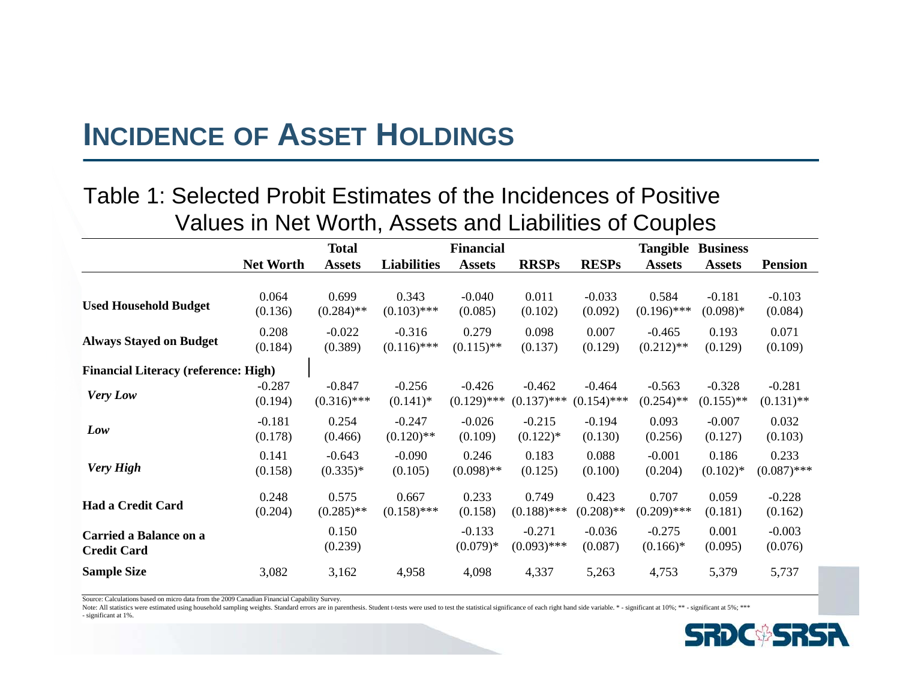# INCIDENCE OF ASSET HOLDINGS

Table 1: Selected Probit Estimates of the Incidences of Positive Values in Net Worth, Assets and Liabilities of Couples

| | Net Worth | Total Assets | Liabilities | Financial Assets | RRSPs | RESPs | Tangible Assets | Business Assets | Pension |
|---|---|---|---|---|---|---|---|---|---|
| **Used Household Budget** | 0.064<br>(0.136) | 0.699<br>(0.284)** | 0.343<br>(0.103)*** | -0.040<br>(0.085) | 0.011<br>(0.102) | -0.033<br>(0.092) | 0.584<br>(0.196)*** | -0.181<br>(0.098)* | -0.103<br>(0.084) |
| **Always Stayed on Budget** | 0.208<br>(0.184) | -0.022<br>(0.389) | -0.316<br>(0.116)*** | 0.279<br>(0.115)** | 0.098<br>(0.137) | 0.007<br>(0.129) | -0.465<br>(0.212)** | 0.193<br>(0.129) | 0.071<br>(0.109) |
| **Financial Literacy (reference: High)** | | | | | | | | | |
| ***Very Low*** | -0.287<br>(0.194) | -0.847<br>(0.316)*** | -0.256<br>(0.141)* | -0.426<br>(0.129)*** | -0.462<br>(0.137)*** | -0.464<br>(0.154)*** | -0.563<br>(0.254)** | -0.328<br>(0.155)** | -0.281<br>(0.131)** |
| ***Low*** | -0.181<br>(0.178) | 0.254<br>(0.466) | -0.247<br>(0.120)** | -0.026<br>(0.109) | -0.215<br>(0.122)* | -0.194<br>(0.130) | 0.093<br>(0.256) | -0.007<br>(0.127) | 0.032<br>(0.103) |
| ***Very High*** | 0.141<br>(0.158) | -0.643<br>(0.335)* | -0.090<br>(0.105) | 0.246<br>(0.098)** | 0.183<br>(0.125) | 0.088<br>(0.100) | -0.001<br>(0.204) | 0.186<br>(0.102)* | 0.233<br>(0.087)*** |
| **Had a Credit Card** | 0.248<br>(0.204) | 0.575<br>(0.285)** | 0.667<br>(0.158)*** | 0.233<br>(0.158) | 0.749<br>(0.188)*** | 0.423<br>(0.208)** | 0.707<br>(0.209)*** | 0.059<br>(0.181) | -0.228<br>(0.162) |
| **Carried a Balance on a Credit Card** | | 0.150<br>(0.239) | | -0.133<br>(0.079)* | -0.271<br>(0.093)*** | -0.036<br>(0.087) | -0.275<br>(0.166)* | 0.001<br>(0.095) | -0.003<br>(0.076) |
| **Sample Size** | 3,082 | 3,162 | 4,958 | 4,098 | 4,337 | 5,263 | 4,753 | 5,379 | 5,737 |

Source: Calculations based on micro data from the 2009 Canadian Financial Capability Survey.

Note: All statistics were estimated using household sampling weights. Standard errors are in parenthesis. Student t-tests were used to test the statistical significance of each right hand side variable. * - significant at 10%; ** - significant at 5%; *** - significant at 1%.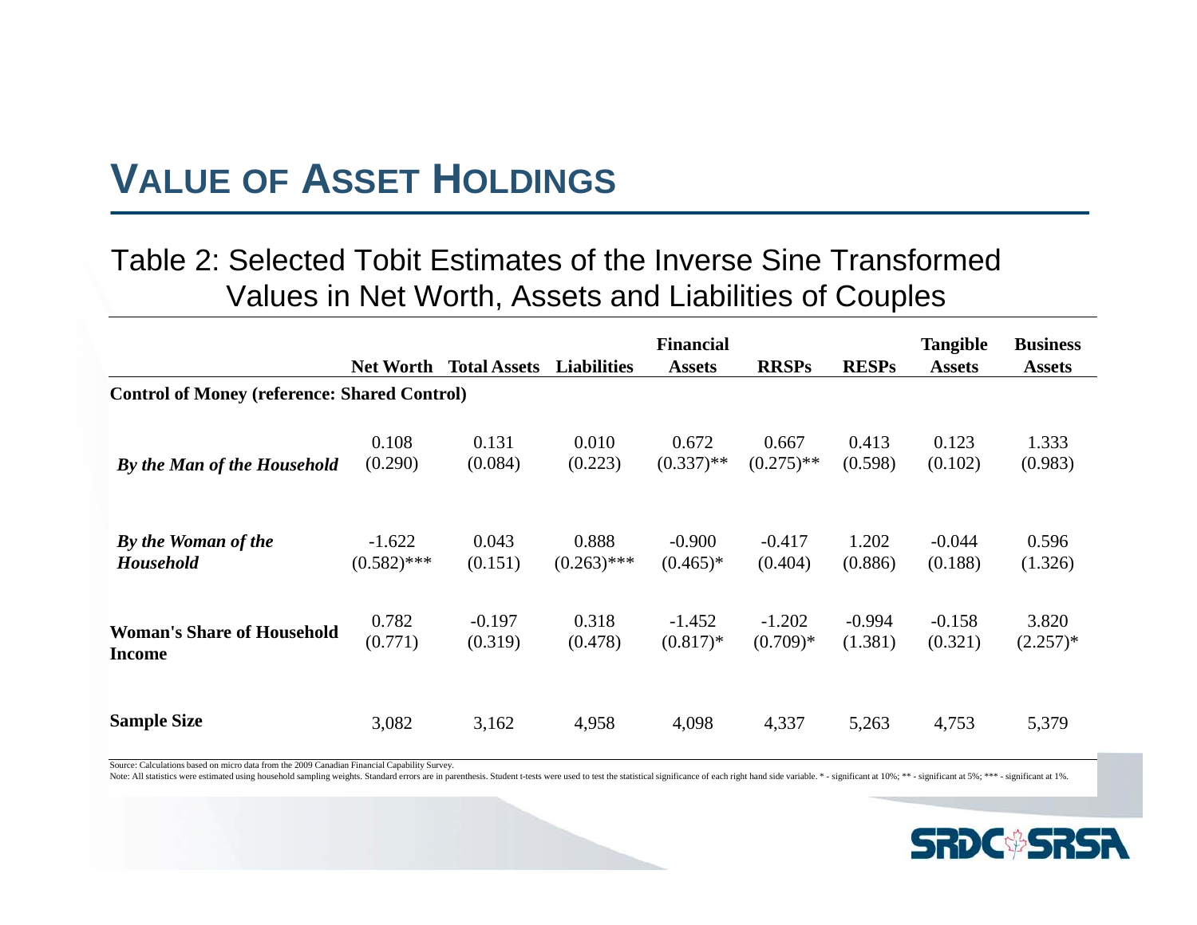# VALUE OF ASSET HOLDINGS

Table 2: Selected Tobit Estimates of the Inverse Sine Transformed Values in Net Worth, Assets and Liabilities of Couples

| | Net Worth | Total Assets | Liabilities | Financial Assets | RRSPs | RESPs | Tangible Assets | Business Assets |
|---|---|---|---|---|---|---|---|---|
| **Control of Money (reference: Shared Control)** | | | | | | | | |
| ***By the Man of the Household*** | 0.108 (0.290) | 0.131 (0.084) | 0.010 (0.223) | 0.672 (0.337)** | 0.667 (0.275)** | 0.413 (0.598) | 0.123 (0.102) | 1.333 (0.983) |
| ***By the Woman of the Household*** | -1.622 (0.582)*** | 0.043 (0.151) | 0.888 (0.263)*** | -0.900 (0.465)* | -0.417 (0.404) | 1.202 (0.886) | -0.044 (0.188) | 0.596 (1.326) |
| **Woman's Share of Household Income** | 0.782 (0.771) | -0.197 (0.319) | 0.318 (0.478) | -1.452 (0.817)* | -1.202 (0.709)* | -0.994 (1.381) | -0.158 (0.321) | 3.820 (2.257)* |
| **Sample Size** | 3,082 | 3,162 | 4,958 | 4,098 | 4,337 | 5,263 | 4,753 | 5,379 |

Source: Calculations based on micro data from the 2009 Canadian Financial Capability Survey.

Note: All statistics were estimated using household sampling weights. Standard errors are in parenthesis. Student t-tests were used to test the statistical significance of each right hand side variable. * - significant at 10%; ** - significant at 5%; *** - significant at 1%.

SRDC SRSA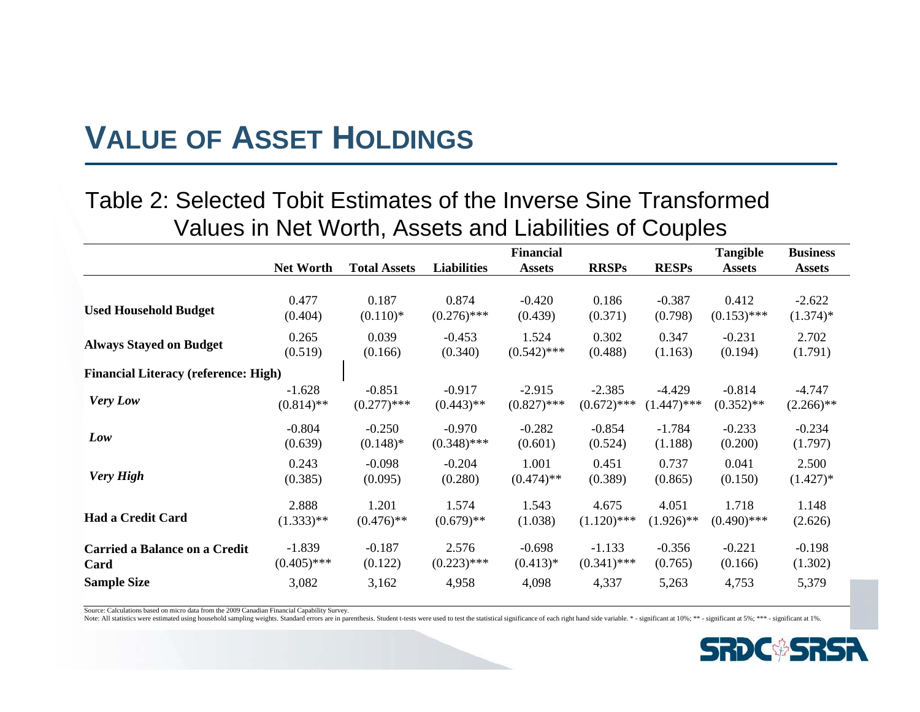## VALUE OF ASSET HOLDINGS

Table 2: Selected Tobit Estimates of the Inverse Sine Transformed Values in Net Worth, Assets and Liabilities of Couples

| | Net Worth | Total Assets | Liabilities | Financial Assets | RRSPs | RESPs | Tangible Assets | Business Assets |
|---|---|---|---|---|---|---|---|---|
| **Used Household Budget** | 0.477<br>(0.404) | 0.187<br>(0.110)* | 0.874<br>(0.276)*** | -0.420<br>(0.439) | 0.186<br>(0.371) | -0.387<br>(0.798) | 0.412<br>(0.153)*** | -2.622<br>(1.374)* |
| **Always Stayed on Budget** | 0.265<br>(0.519) | 0.039<br>(0.166) | -0.453<br>(0.340) | 1.524<br>(0.542)*** | 0.302<br>(0.488) | 0.347<br>(1.163) | -0.231<br>(0.194) | 2.702<br>(1.791) |
| **Financial Literacy (reference: High)** | | | | | | | | |
| ***Very Low*** | -1.628<br>(0.814)** | -0.851<br>(0.277)*** | -0.917<br>(0.443)** | -2.915<br>(0.827)*** | -2.385<br>(0.672)*** | -4.429<br>(1.447)*** | -0.814<br>(0.352)** | -4.747<br>(2.266)** |
| ***Low*** | -0.804<br>(0.639) | -0.250<br>(0.148)* | -0.970<br>(0.348)*** | -0.282<br>(0.601) | -0.854<br>(0.524) | -1.784<br>(1.188) | -0.233<br>(0.200) | -0.234<br>(1.797) |
| ***Very High*** | 0.243<br>(0.385) | -0.098<br>(0.095) | -0.204<br>(0.280) | 1.001<br>(0.474)** | 0.451<br>(0.389) | 0.737<br>(0.865) | 0.041<br>(0.150) | 2.500<br>(1.427)* |
| **Had a Credit Card** | 2.888<br>(1.333)** | 1.201<br>(0.476)** | 1.574<br>(0.679)** | 1.543<br>(1.038) | 4.675<br>(1.120)*** | 4.051<br>(1.926)** | 1.718<br>(0.490)*** | 1.148<br>(2.626) |
| **Carried a Balance on a Credit Card** | -1.839<br>(0.405)*** | -0.187<br>(0.122) | 2.576<br>(0.223)*** | -0.698<br>(0.413)* | -1.133<br>(0.341)*** | -0.356<br>(0.765) | -0.221<br>(0.166) | -0.198<br>(1.302) |
| **Sample Size** | 3,082 | 3,162 | 4,958 | 4,098 | 4,337 | 5,263 | 4,753 | 5,379 |

Source: Calculations based on micro data from the 2009 Canadian Financial Capability Survey.

Note: All statistics were estimated using household sampling weights. Standard errors are in parenthesis. Student t-tests were used to test the statistical significance of each right hand side variable. * - significant at 10%; ** - significant at 5%; *** - significant at 1%.